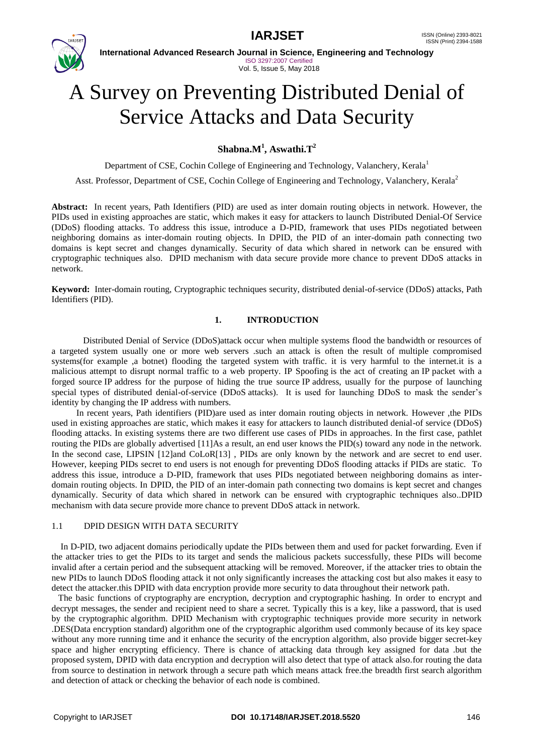# A Survey on Preventing Distributed Denial of Service Attacks and Data Security

**Shabna.M[1], Aswathi.T[2]**

Department of CSE, Cochin College of Engineering and Technology, Valanchery, Kerala[1]

Asst. Professor, Department of CSE, Cochin College of Engineering and Technology, Valanchery, Kerala[2]

**Abstract:** In recent years, Path Identifiers (PID) are used as inter domain routing objects in network. However, the PIDs used in existing approaches are static, which makes it easy for attackers to launch Distributed Denial-Of Service (DDoS) flooding attacks. To address this issue, introduce a D-PID, framework that uses PIDs negotiated between neighboring domains as inter-domain routing objects. In DPID, the PID of an inter-domain path connecting two domains is kept secret and changes dynamically. Security of data which shared in network can be ensured with cryptographic techniques also. DPID mechanism with data secure provide more chance to prevent DDoS attacks in network.

**Keyword:** Inter-domain routing, Cryptographic techniques security, distributed denial-of-service (DDoS) attacks, Path Identifiers (PID).

## 1. INTRODUCTION

Distributed Denial of Service (DDoS)attack occur when multiple systems flood the bandwidth or resources of a targeted system usually one or more web servers .such an attack is often the result of multiple compromised systems(for example ,a botnet) flooding the targeted system with traffic. it is very harmful to the internet.it is a malicious attempt to disrupt normal traffic to a web property. IP Spoofing is the act of creating an IP packet with a forged source IP address for the purpose of hiding the true source IP address, usually for the purpose of launching special types of distributed denial-of-service (DDoS attacks). It is used for launching DDoS to mask the sender's identity by changing the IP address with numbers.

In recent years, Path identifiers (PID)are used as inter domain routing objects in network. However ,the PIDs used in existing approaches are static, which makes it easy for attackers to launch distributed denial-of service (DDoS) flooding attacks. In existing systems there are two different use cases of PIDs in approaches. In the first case, pathlet routing the PIDs are globally advertised [11]As a result, an end user knows the PID(s) toward any node in the network. In the second case, LIPSIN [12]and CoLoR[13] , PIDs are only known by the network and are secret to end user. However, keeping PIDs secret to end users is not enough for preventing DDoS flooding attacks if PIDs are static. To address this issue, introduce a D-PID, framework that uses PIDs negotiated between neighboring domains as inter-domain routing objects. In DPID, the PID of an inter-domain path connecting two domains is kept secret and changes dynamically. Security of data which shared in network can be ensured with cryptographic techniques also..DPID mechanism with data secure provide more chance to prevent DDoS attack in network.

### 1.1 DPID DESIGN WITH DATA SECURITY

In D-PID, two adjacent domains periodically update the PIDs between them and used for packet forwarding. Even if the attacker tries to get the PIDs to its target and sends the malicious packets successfully, these PIDs will become invalid after a certain period and the subsequent attacking will be removed. Moreover, if the attacker tries to obtain the new PIDs to launch DDoS flooding attack it not only significantly increases the attacking cost but also makes it easy to detect the attacker.this DPID with data encryption provide more security to data throughout their network path.

The basic functions of cryptography are encryption, decryption and cryptographic hashing. In order to encrypt and decrypt messages, the sender and recipient need to share a secret. Typically this is a key, like a password, that is used by the cryptographic algorithm. DPID Mechanism with cryptographic techniques provide more security in network .DES(Data encryption standard) algorithm one of the cryptographic algorithm used commonly because of its key space without any more running time and it enhance the security of the encryption algorithm, also provide bigger secret-key space and higher encrypting efficiency. There is chance of attacking data through key assigned for data .but the proposed system, DPID with data encryption and decryption will also detect that type of attack also.for routing the data from source to destination in network through a secure path which means attack free.the breadth first search algorithm and detection of attack or checking the behavior of each node is combined.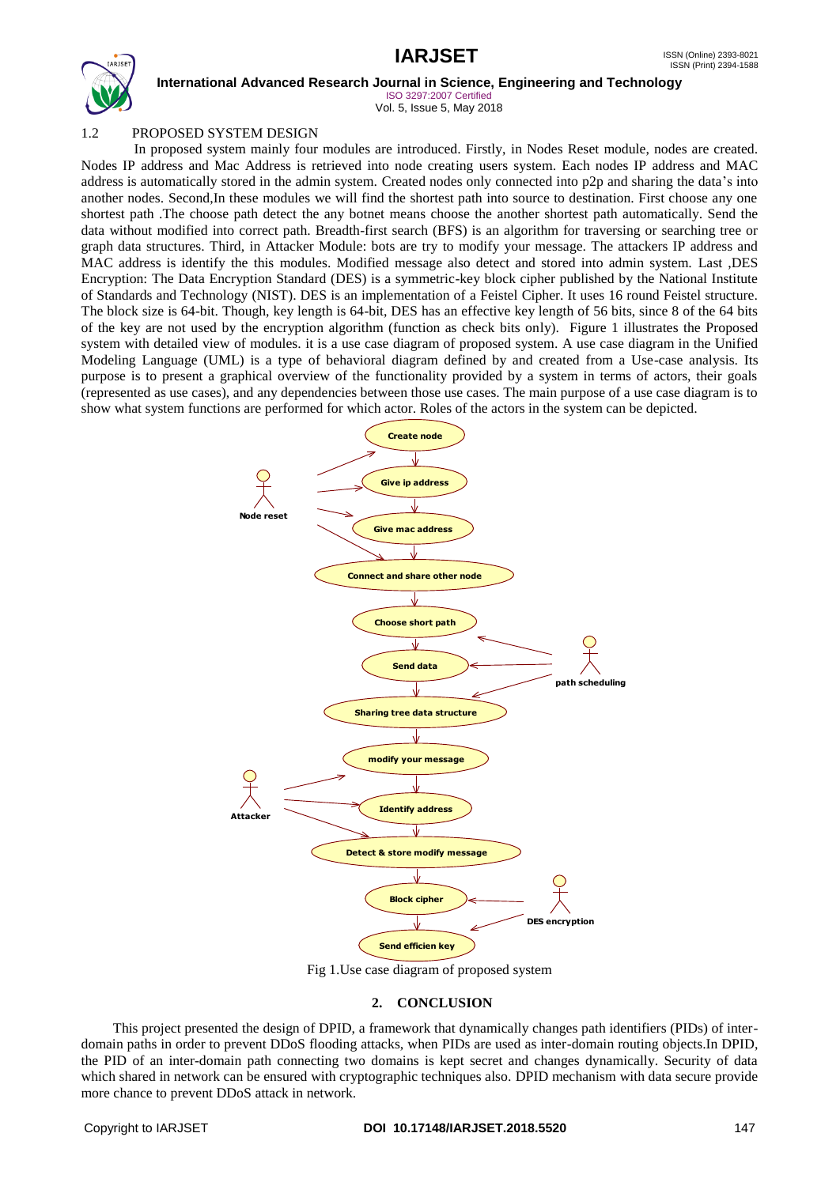### 1.2 PROPOSED SYSTEM DESIGN

In proposed system mainly four modules are introduced. Firstly, in Nodes Reset module, nodes are created. Nodes IP address and Mac Address is retrieved into node creating users system. Each nodes IP address and MAC address is automatically stored in the admin system. Created nodes only connected into p2p and sharing the data's into another nodes. Second,In these modules we will find the shortest path into source to destination. First choose any one shortest path .The choose path detect the any botnet means choose the another shortest path automatically. Send the data without modified into correct path. Breadth-first search (BFS) is an algorithm for traversing or searching tree or graph data structures. Third, in Attacker Module: bots are try to modify your message. The attackers IP address and MAC address is identify the this modules. Modified message also detect and stored into admin system. Last ,DES Encryption: The Data Encryption Standard (DES) is a symmetric-key block cipher published by the National Institute of Standards and Technology (NIST). DES is an implementation of a Feistel Cipher. It uses 16 round Feistel structure. The block size is 64-bit. Though, key length is 64-bit, DES has an effective key length of 56 bits, since 8 of the 64 bits of the key are not used by the encryption algorithm (function as check bits only). Figure 1 illustrates the Proposed system with detailed view of modules. it is a use case diagram of proposed system. A use case diagram in the Unified Modeling Language (UML) is a type of behavioral diagram defined by and created from a Use-case analysis. Its purpose is to present a graphical overview of the functionality provided by a system in terms of actors, their goals (represented as use cases), and any dependencies between those use cases. The main purpose of a use case diagram is to show what system functions are performed for which actor. Roles of the actors in the system can be depicted.

Fig 1.Use case diagram of proposed system

## 2. CONCLUSION

This project presented the design of DPID, a framework that dynamically changes path identifiers (PIDs) of inter-domain paths in order to prevent DDoS flooding attacks, when PIDs are used as inter-domain routing objects.In DPID, the PID of an inter-domain path connecting two domains is kept secret and changes dynamically. Security of data which shared in network can be ensured with cryptographic techniques also. DPID mechanism with data secure provide more chance to prevent DDoS attack in network.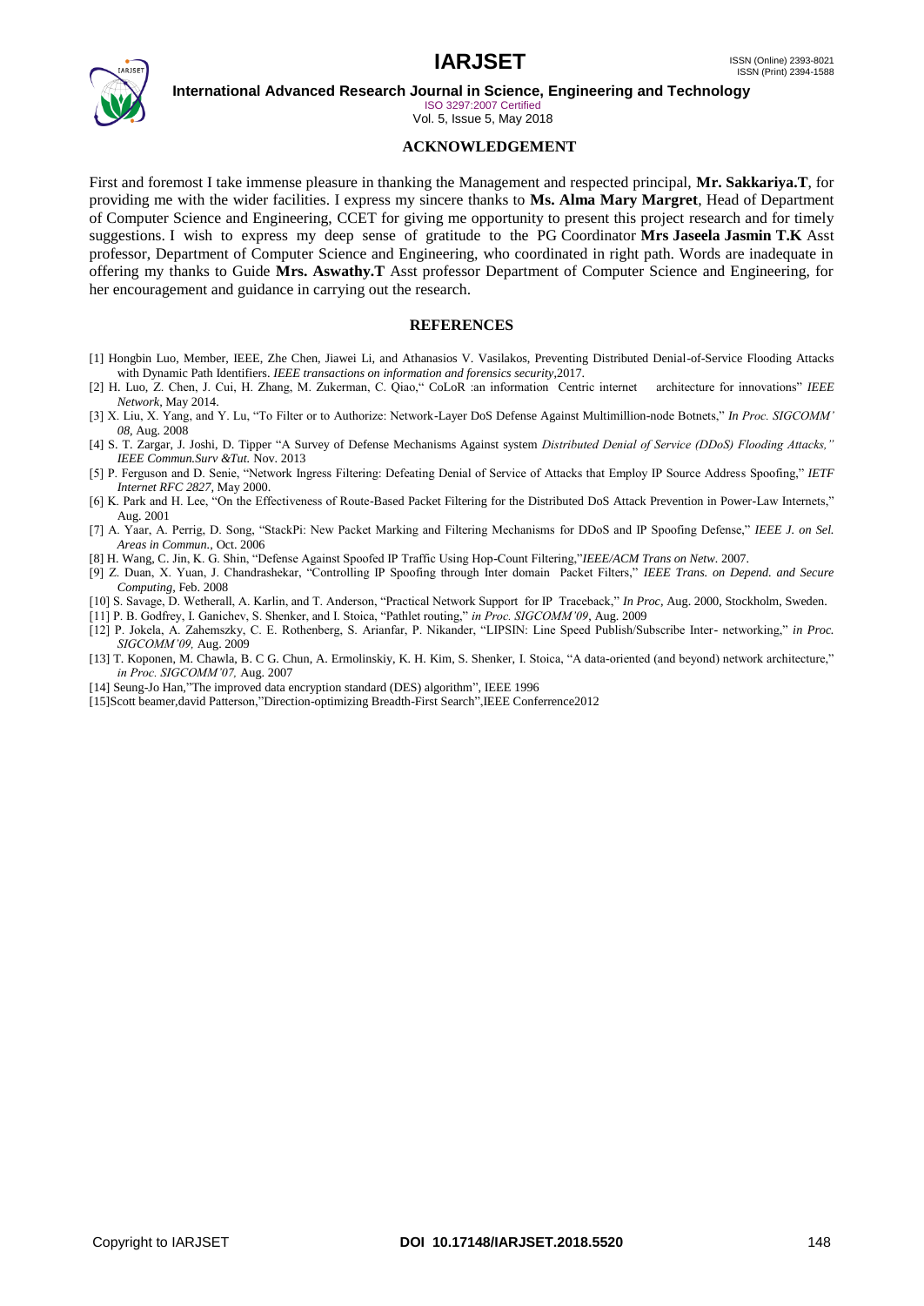## ACKNOWLEDGEMENT

First and foremost I take immense pleasure in thanking the Management and respected principal, **Mr. Sakkariya.T**, for providing me with the wider facilities. I express my sincere thanks to **Ms. Alma Mary Margret**, Head of Department of Computer Science and Engineering, CCET for giving me opportunity to present this project research and for timely suggestions. I wish to express my deep sense of gratitude to the PG Coordinator **Mrs Jaseela Jasmin T.K** Asst professor, Department of Computer Science and Engineering, who coordinated in right path. Words are inadequate in offering my thanks to Guide **Mrs. Aswathy.T** Asst professor Department of Computer Science and Engineering, for her encouragement and guidance in carrying out the research.

## REFERENCES

[1] Hongbin Luo, Member, IEEE, Zhe Chen, Jiawei Li, and Athanasios V. Vasilakos, Preventing Distributed Denial-of-Service Flooding Attacks with Dynamic Path Identifiers. *IEEE transactions on information and forensics security*,2017.

[2] H. Luo, Z. Chen, J. Cui, H. Zhang, M. Zukerman, C. Qiao," CoLoR :an information Centric internet architecture for innovations" *IEEE Network*, May 2014.

[3] X. Liu, X. Yang, and Y. Lu, "To Filter or to Authorize: Network-Layer DoS Defense Against Multimillion-node Botnets," *In Proc. SIGCOMM' 08*, Aug. 2008

[4] S. T. Zargar, J. Joshi, D. Tipper "A Survey of Defense Mechanisms Against system *Distributed Denial of Service (DDoS) Flooding Attacks," IEEE Commun.Surv &Tut.* Nov. 2013

[5] P. Ferguson and D. Senie, "Network Ingress Filtering: Defeating Denial of Service of Attacks that Employ IP Source Address Spoofing," *IETF Internet RFC 2827*, May 2000.

[6] K. Park and H. Lee, "On the Effectiveness of Route-Based Packet Filtering for the Distributed DoS Attack Prevention in Power-Law Internets," Aug. 2001

[7] A. Yaar, A. Perrig, D. Song, "StackPi: New Packet Marking and Filtering Mechanisms for DDoS and IP Spoofing Defense," *IEEE J. on Sel. Areas in Commun.*, Oct. 2006

[8] H. Wang, C. Jin, K. G. Shin, "Defense Against Spoofed IP Traffic Using Hop-Count Filtering,"*IEEE/ACM Trans on Netw.* 2007.

[9] Z. Duan, X. Yuan, J. Chandrashekar, "Controlling IP Spoofing through Inter domain Packet Filters," *IEEE Trans. on Depend. and Secure Computing*, Feb. 2008

[10] S. Savage, D. Wetherall, A. Karlin, and T. Anderson, "Practical Network Support for IP Traceback," *In Proc*, Aug. 2000, Stockholm, Sweden.

[11] P. B. Godfrey, I. Ganichev, S. Shenker, and I. Stoica, "Pathlet routing," *in Proc. SIGCOMM'09*, Aug. 2009

[12] P. Jokela, A. Zahemszky, C. E. Rothenberg, S. Arianfar, P. Nikander, "LIPSIN: Line Speed Publish/Subscribe Inter- networking," *in Proc. SIGCOMM'09,* Aug. 2009

[13] T. Koponen, M. Chawla, B. C G. Chun, A. Ermolinskiy, K. H. Kim, S. Shenker, I. Stoica, "A data-oriented (and beyond) network architecture," *in Proc. SIGCOMM'07,* Aug. 2007

[14] Seung-Jo Han,"The improved data encryption standard (DES) algorithm", IEEE 1996

[15]Scott beamer,david Patterson,"Direction-optimizing Breadth-First Search",IEEE Conferrence2012